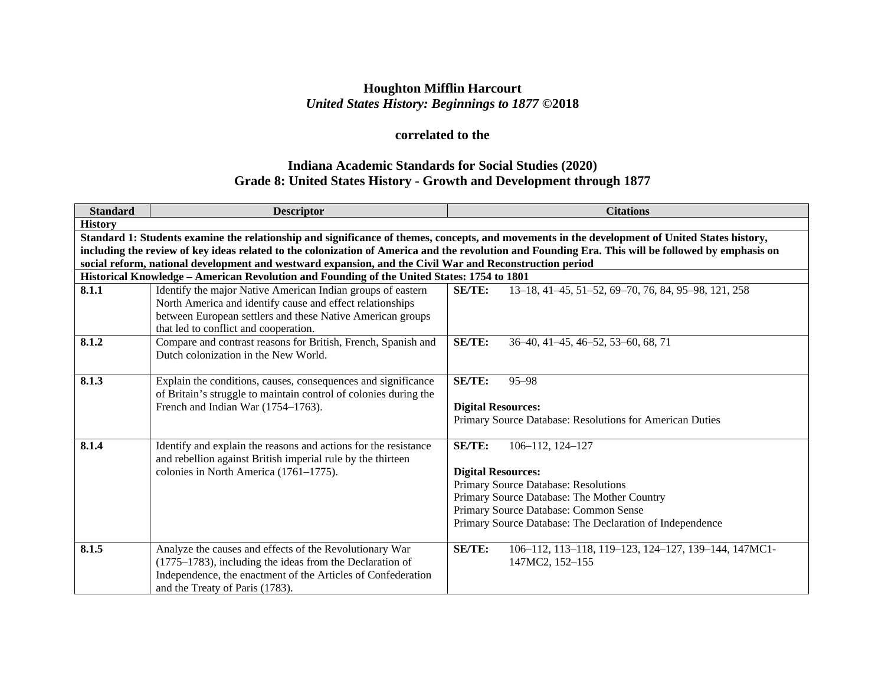# Houghton Mifflin Harcourt

## *United States History: Beginnings to 1877* ©2018

### correlated to the

## Indiana Academic Standards for Social Studies (2020)
## Grade 8: United States History - Growth and Development through 1877

| Standard | Descriptor | Citations |
|---|---|---|
| **History** | | |
| **Standard 1: Students examine the relationship and significance of themes, concepts, and movements in the development of United States history, including the review of key ideas related to the colonization of America and the revolution and Founding Era. This will be followed by emphasis on social reform, national development and westward expansion, and the Civil War and Reconstruction period** | | |
| **Historical Knowledge – American Revolution and Founding of the United States: 1754 to 1801** | | |
| **8.1.1** | Identify the major Native American Indian groups of eastern North America and identify cause and effect relationships between European settlers and these Native American groups that led to conflict and cooperation. | **SE/TE:** 13–18, 41–45, 51–52, 69–70, 76, 84, 95–98, 121, 258 |
| **8.1.2** | Compare and contrast reasons for British, French, Spanish and Dutch colonization in the New World. | **SE/TE:** 36–40, 41–45, 46–52, 53–60, 68, 71 |
| **8.1.3** | Explain the conditions, causes, consequences and significance of Britain's struggle to maintain control of colonies during the French and Indian War (1754–1763). | **SE/TE:** 95–98<br><br>**Digital Resources:**<br>Primary Source Database: Resolutions for American Duties |
| **8.1.4** | Identify and explain the reasons and actions for the resistance and rebellion against British imperial rule by the thirteen colonies in North America (1761–1775). | **SE/TE:** 106–112, 124–127<br><br>**Digital Resources:**<br>Primary Source Database: Resolutions<br>Primary Source Database: The Mother Country<br>Primary Source Database: Common Sense<br>Primary Source Database: The Declaration of Independence |
| **8.1.5** | Analyze the causes and effects of the Revolutionary War (1775–1783), including the ideas from the Declaration of Independence, the enactment of the Articles of Confederation and the Treaty of Paris (1783). | **SE/TE:** 106–112, 113–118, 119–123, 124–127, 139–144, 147MC1-147MC2, 152–155 |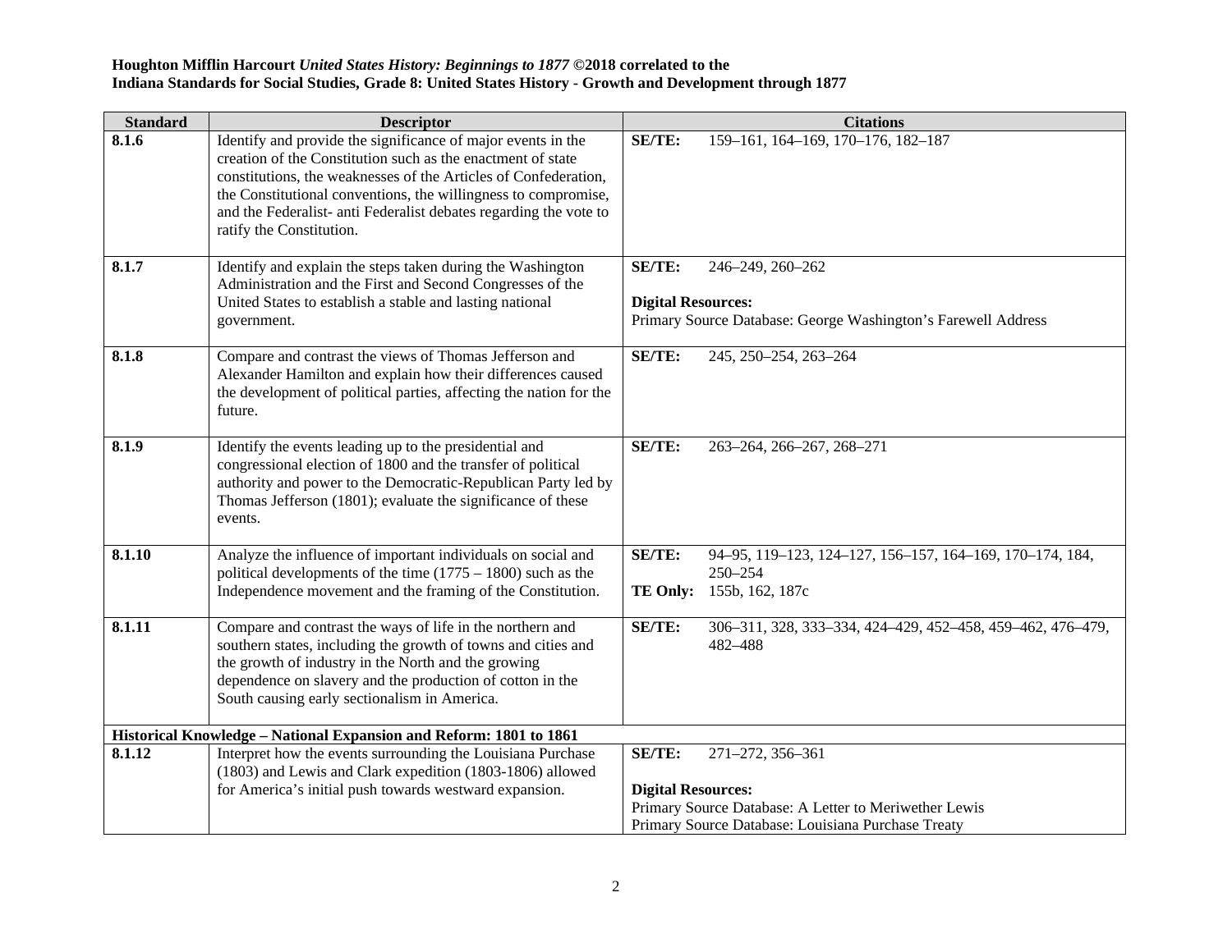**Houghton Mifflin Harcourt *United States History: Beginnings to 1877* ©2018 correlated to the**
**Indiana Standards for Social Studies, Grade 8: United States History - Growth and Development through 1877**

| Standard | Descriptor | Citations |
|---|---|---|
| **8.1.6** | Identify and provide the significance of major events in the creation of the Constitution such as the enactment of state constitutions, the weaknesses of the Articles of Confederation, the Constitutional conventions, the willingness to compromise, and the Federalist- anti Federalist debates regarding the vote to ratify the Constitution. | **SE/TE:** 159–161, 164–169, 170–176, 182–187 |
| **8.1.7** | Identify and explain the steps taken during the Washington Administration and the First and Second Congresses of the United States to establish a stable and lasting national government. | **SE/TE:** 246–249, 260–262<br><br>**Digital Resources:**<br>Primary Source Database: George Washington's Farewell Address |
| **8.1.8** | Compare and contrast the views of Thomas Jefferson and Alexander Hamilton and explain how their differences caused the development of political parties, affecting the nation for the future. | **SE/TE:** 245, 250–254, 263–264 |
| **8.1.9** | Identify the events leading up to the presidential and congressional election of 1800 and the transfer of political authority and power to the Democratic-Republican Party led by Thomas Jefferson (1801); evaluate the significance of these events. | **SE/TE:** 263–264, 266–267, 268–271 |
| **8.1.10** | Analyze the influence of important individuals on social and political developments of the time (1775 – 1800) such as the Independence movement and the framing of the Constitution. | **SE/TE:** 94–95, 119–123, 124–127, 156–157, 164–169, 170–174, 184, 250–254<br>**TE Only:** 155b, 162, 187c |
| **8.1.11** | Compare and contrast the ways of life in the northern and southern states, including the growth of towns and cities and the growth of industry in the North and the growing dependence on slavery and the production of cotton in the South causing early sectionalism in America. | **SE/TE:** 306–311, 328, 333–334, 424–429, 452–458, 459–462, 476–479, 482–488 |
| **Historical Knowledge – National Expansion and Reform: 1801 to 1861** | | |
| **8.1.12** | Interpret how the events surrounding the Louisiana Purchase (1803) and Lewis and Clark expedition (1803-1806) allowed for America's initial push towards westward expansion. | **SE/TE:** 271–272, 356–361<br><br>**Digital Resources:**<br>Primary Source Database: A Letter to Meriwether Lewis<br>Primary Source Database: Louisiana Purchase Treaty |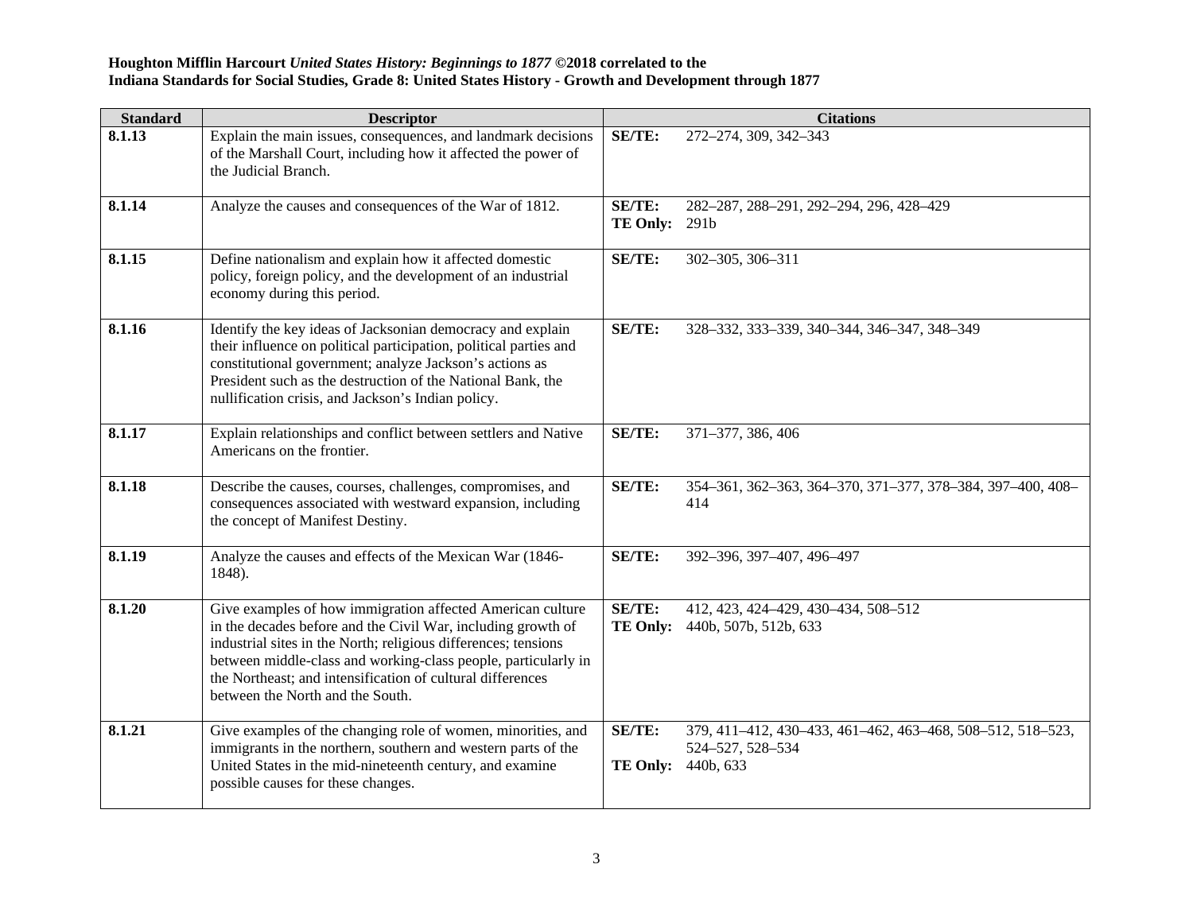**Houghton Mifflin Harcourt *United States History: Beginnings to 1877* ©2018 correlated to the**
**Indiana Standards for Social Studies, Grade 8: United States History - Growth and Development through 1877**

| Standard | Descriptor | Citations |
|---|---|---|
| **8.1.13** | Explain the main issues, consequences, and landmark decisions of the Marshall Court, including how it affected the power of the Judicial Branch. | **SE/TE:** 272–274, 309, 342–343 |
| **8.1.14** | Analyze the causes and consequences of the War of 1812. | **SE/TE:** 282–287, 288–291, 292–294, 296, 428–429<br>**TE Only:** 291b |
| **8.1.15** | Define nationalism and explain how it affected domestic policy, foreign policy, and the development of an industrial economy during this period. | **SE/TE:** 302–305, 306–311 |
| **8.1.16** | Identify the key ideas of Jacksonian democracy and explain their influence on political participation, political parties and constitutional government; analyze Jackson's actions as President such as the destruction of the National Bank, the nullification crisis, and Jackson's Indian policy. | **SE/TE:** 328–332, 333–339, 340–344, 346–347, 348–349 |
| **8.1.17** | Explain relationships and conflict between settlers and Native Americans on the frontier. | **SE/TE:** 371–377, 386, 406 |
| **8.1.18** | Describe the causes, courses, challenges, compromises, and consequences associated with westward expansion, including the concept of Manifest Destiny. | **SE/TE:** 354–361, 362–363, 364–370, 371–377, 378–384, 397–400, 408–414 |
| **8.1.19** | Analyze the causes and effects of the Mexican War (1846-1848). | **SE/TE:** 392–396, 397–407, 496–497 |
| **8.1.20** | Give examples of how immigration affected American culture in the decades before and the Civil War, including growth of industrial sites in the North; religious differences; tensions between middle-class and working-class people, particularly in the Northeast; and intensification of cultural differences between the North and the South. | **SE/TE:** 412, 423, 424–429, 430–434, 508–512<br>**TE Only:** 440b, 507b, 512b, 633 |
| **8.1.21** | Give examples of the changing role of women, minorities, and immigrants in the northern, southern and western parts of the United States in the mid-nineteenth century, and examine possible causes for these changes. | **SE/TE:** 379, 411–412, 430–433, 461–462, 463–468, 508–512, 518–523, 524–527, 528–534<br>**TE Only:** 440b, 633 |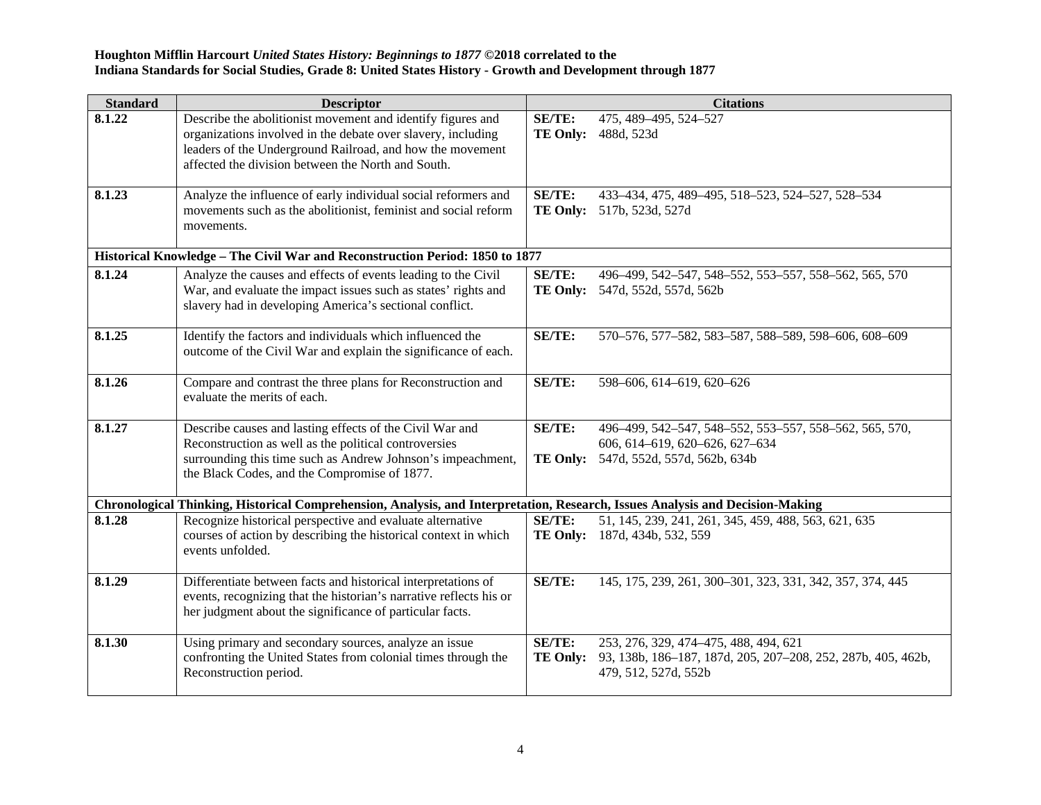**Houghton Mifflin Harcourt *United States History: Beginnings to 1877* ©2018 correlated to the**
**Indiana Standards for Social Studies, Grade 8: United States History - Growth and Development through 1877**

| Standard | Descriptor | Citations |
|---|---|---|
| **8.1.22** | Describe the abolitionist movement and identify figures and organizations involved in the debate over slavery, including leaders of the Underground Railroad, and how the movement affected the division between the North and South. | **SE/TE:** 475, 489–495, 524–527<br>**TE Only:** 488d, 523d |
| **8.1.23** | Analyze the influence of early individual social reformers and movements such as the abolitionist, feminist and social reform movements. | **SE/TE:** 433–434, 475, 489–495, 518–523, 524–527, 528–534<br>**TE Only:** 517b, 523d, 527d |
| **Historical Knowledge – The Civil War and Reconstruction Period: 1850 to 1877** | | |
| **8.1.24** | Analyze the causes and effects of events leading to the Civil War, and evaluate the impact issues such as states' rights and slavery had in developing America's sectional conflict. | **SE/TE:** 496–499, 542–547, 548–552, 553–557, 558–562, 565, 570<br>**TE Only:** 547d, 552d, 557d, 562b |
| **8.1.25** | Identify the factors and individuals which influenced the outcome of the Civil War and explain the significance of each. | **SE/TE:** 570–576, 577–582, 583–587, 588–589, 598–606, 608–609 |
| **8.1.26** | Compare and contrast the three plans for Reconstruction and evaluate the merits of each. | **SE/TE:** 598–606, 614–619, 620–626 |
| **8.1.27** | Describe causes and lasting effects of the Civil War and Reconstruction as well as the political controversies surrounding this time such as Andrew Johnson's impeachment, the Black Codes, and the Compromise of 1877. | **SE/TE:** 496–499, 542–547, 548–552, 553–557, 558–562, 565, 570, 606, 614–619, 620–626, 627–634<br>**TE Only:** 547d, 552d, 557d, 562b, 634b |
| **Chronological Thinking, Historical Comprehension, Analysis, and Interpretation, Research, Issues Analysis and Decision-Making** | | |
| **8.1.28** | Recognize historical perspective and evaluate alternative courses of action by describing the historical context in which events unfolded. | **SE/TE:** 51, 145, 239, 241, 261, 345, 459, 488, 563, 621, 635<br>**TE Only:** 187d, 434b, 532, 559 |
| **8.1.29** | Differentiate between facts and historical interpretations of events, recognizing that the historian's narrative reflects his or her judgment about the significance of particular facts. | **SE/TE:** 145, 175, 239, 261, 300–301, 323, 331, 342, 357, 374, 445 |
| **8.1.30** | Using primary and secondary sources, analyze an issue confronting the United States from colonial times through the Reconstruction period. | **SE/TE:** 253, 276, 329, 474–475, 488, 494, 621<br>**TE Only:** 93, 138b, 186–187, 187d, 205, 207–208, 252, 287b, 405, 462b, 479, 512, 527d, 552b |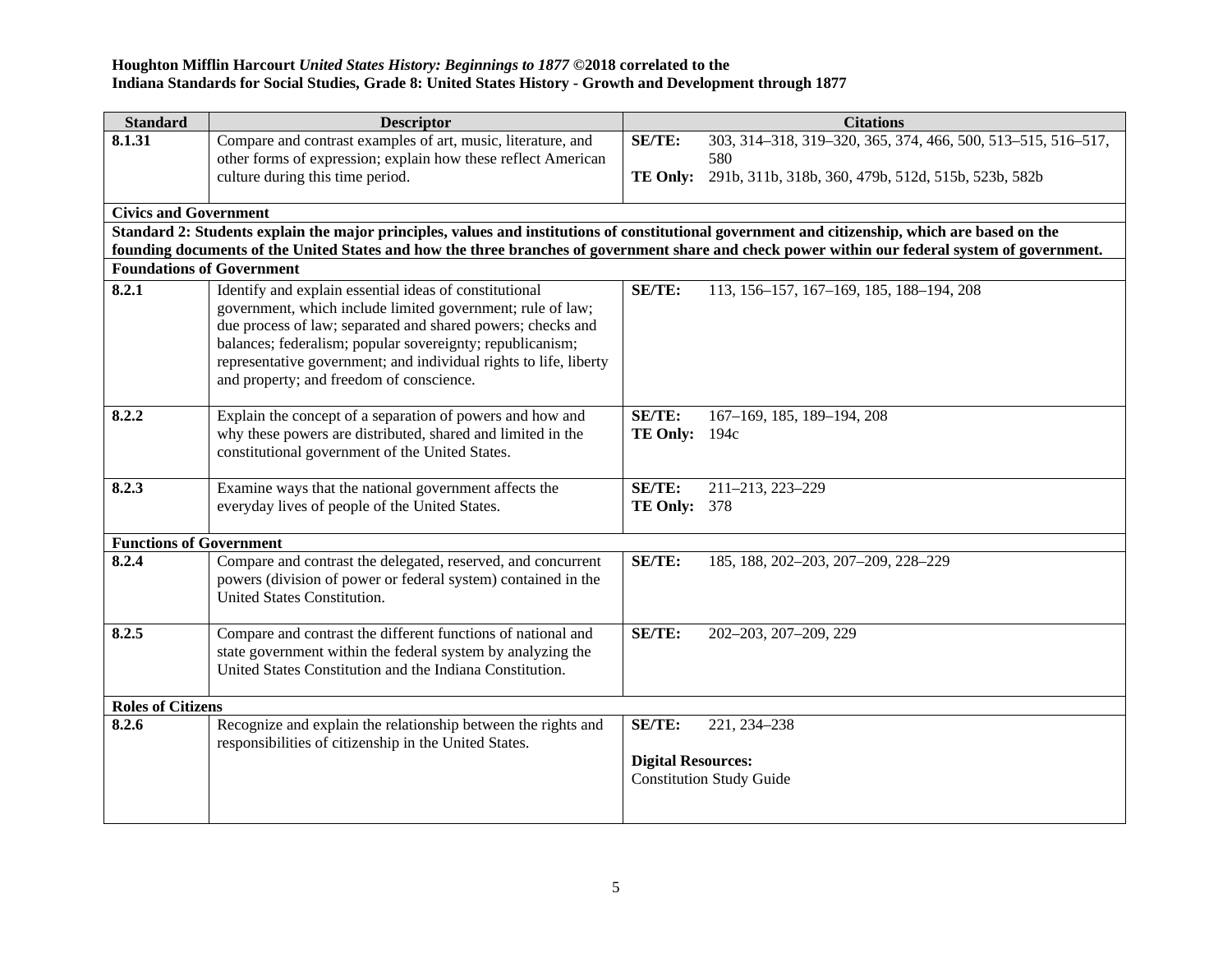**Houghton Mifflin Harcourt *United States History: Beginnings to 1877* ©2018 correlated to the**
**Indiana Standards for Social Studies, Grade 8: United States History - Growth and Development through 1877**

| Standard | Descriptor | Citations |
|---|---|---|
| **8.1.31** | Compare and contrast examples of art, music, literature, and other forms of expression; explain how these reflect American culture during this time period. | **SE/TE:** 303, 314–318, 319–320, 365, 374, 466, 500, 513–515, 516–517, 580<br>**TE Only:** 291b, 311b, 318b, 360, 479b, 512d, 515b, 523b, 582b |
| **Civics and Government** | | |
| **Standard 2: Students explain the major principles, values and institutions of constitutional government and citizenship, which are based on the founding documents of the United States and how the three branches of government share and check power within our federal system of government.** | | |
| **Foundations of Government** | | |
| **8.2.1** | Identify and explain essential ideas of constitutional government, which include limited government; rule of law; due process of law; separated and shared powers; checks and balances; federalism; popular sovereignty; republicanism; representative government; and individual rights to life, liberty and property; and freedom of conscience. | **SE/TE:** 113, 156–157, 167–169, 185, 188–194, 208 |
| **8.2.2** | Explain the concept of a separation of powers and how and why these powers are distributed, shared and limited in the constitutional government of the United States. | **SE/TE:** 167–169, 185, 189–194, 208<br>**TE Only:** 194c |
| **8.2.3** | Examine ways that the national government affects the everyday lives of people of the United States. | **SE/TE:** 211–213, 223–229<br>**TE Only:** 378 |
| **Functions of Government** | | |
| **8.2.4** | Compare and contrast the delegated, reserved, and concurrent powers (division of power or federal system) contained in the United States Constitution. | **SE/TE:** 185, 188, 202–203, 207–209, 228–229 |
| **8.2.5** | Compare and contrast the different functions of national and state government within the federal system by analyzing the United States Constitution and the Indiana Constitution. | **SE/TE:** 202–203, 207–209, 229 |
| **Roles of Citizens** | | |
| **8.2.6** | Recognize and explain the relationship between the rights and responsibilities of citizenship in the United States. | **SE/TE:** 221, 234–238<br><br>**Digital Resources:**<br>Constitution Study Guide |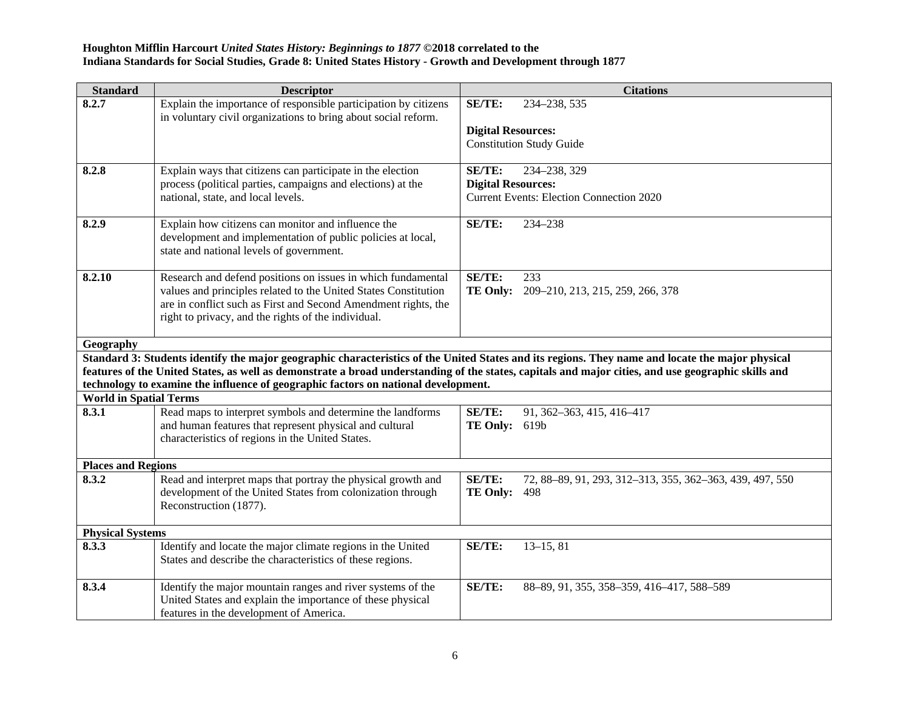**Houghton Mifflin Harcourt *United States History: Beginnings to 1877* ©2018 correlated to the**
**Indiana Standards for Social Studies, Grade 8: United States History - Growth and Development through 1877**

| Standard | Descriptor | Citations |
|---|---|---|
| **8.2.7** | Explain the importance of responsible participation by citizens in voluntary civil organizations to bring about social reform. | **SE/TE:** 234–238, 535<br><br>**Digital Resources:**<br>Constitution Study Guide |
| **8.2.8** | Explain ways that citizens can participate in the election process (political parties, campaigns and elections) at the national, state, and local levels. | **SE/TE:** 234–238, 329<br>**Digital Resources:**<br>Current Events: Election Connection 2020 |
| **8.2.9** | Explain how citizens can monitor and influence the development and implementation of public policies at local, state and national levels of government. | **SE/TE:** 234–238 |
| **8.2.10** | Research and defend positions on issues in which fundamental values and principles related to the United States Constitution are in conflict such as First and Second Amendment rights, the right to privacy, and the rights of the individual. | **SE/TE:** 233<br>**TE Only:** 209–210, 213, 215, 259, 266, 378 |
| **Geography** | | |
| **Standard 3: Students identify the major geographic characteristics of the United States and its regions. They name and locate the major physical features of the United States, as well as demonstrate a broad understanding of the states, capitals and major cities, and use geographic skills and technology to examine the influence of geographic factors on national development.** | | |
| **World in Spatial Terms** | | |
| **8.3.1** | Read maps to interpret symbols and determine the landforms and human features that represent physical and cultural characteristics of regions in the United States. | **SE/TE:** 91, 362–363, 415, 416–417<br>**TE Only:** 619b |
| **Places and Regions** | | |
| **8.3.2** | Read and interpret maps that portray the physical growth and development of the United States from colonization through Reconstruction (1877). | **SE/TE:** 72, 88–89, 91, 293, 312–313, 355, 362–363, 439, 497, 550<br>**TE Only:** 498 |
| **Physical Systems** | | |
| **8.3.3** | Identify and locate the major climate regions in the United States and describe the characteristics of these regions. | **SE/TE:** 13–15, 81 |
| **8.3.4** | Identify the major mountain ranges and river systems of the United States and explain the importance of these physical features in the development of America. | **SE/TE:** 88–89, 91, 355, 358–359, 416–417, 588–589 |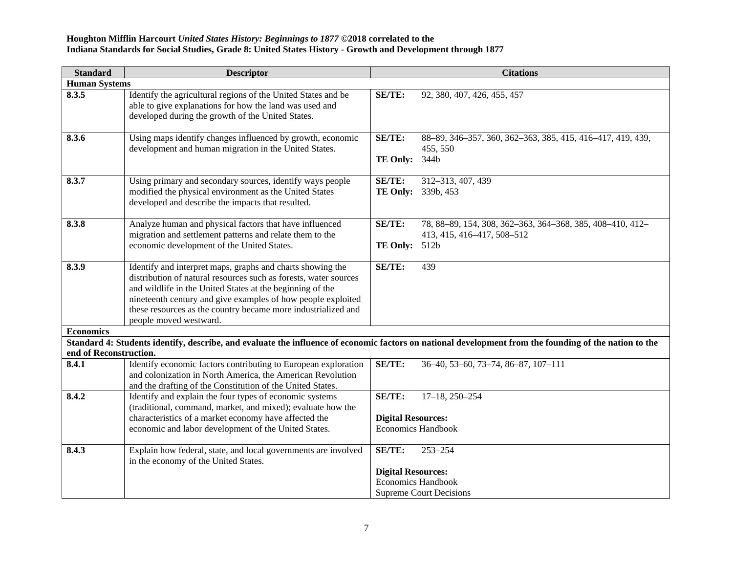**Houghton Mifflin Harcourt *United States History: Beginnings to 1877* ©2018 correlated to the**
**Indiana Standards for Social Studies, Grade 8: United States History - Growth and Development through 1877**

| Standard | Descriptor | Citations |
|---|---|---|
| **Human Systems** | | |
| **8.3.5** | Identify the agricultural regions of the United States and be able to give explanations for how the land was used and developed during the growth of the United States. | **SE/TE:** 92, 380, 407, 426, 455, 457 |
| **8.3.6** | Using maps identify changes influenced by growth, economic development and human migration in the United States. | **SE/TE:** 88–89, 346–357, 360, 362–363, 385, 415, 416–417, 419, 439, 455, 550<br>**TE Only:** 344b |
| **8.3.7** | Using primary and secondary sources, identify ways people modified the physical environment as the United States developed and describe the impacts that resulted. | **SE/TE:** 312–313, 407, 439<br>**TE Only:** 339b, 453 |
| **8.3.8** | Analyze human and physical factors that have influenced migration and settlement patterns and relate them to the economic development of the United States. | **SE/TE:** 78, 88–89, 154, 308, 362–363, 364–368, 385, 408–410, 412–413, 415, 416–417, 508–512<br>**TE Only:** 512b |
| **8.3.9** | Identify and interpret maps, graphs and charts showing the distribution of natural resources such as forests, water sources and wildlife in the United States at the beginning of the nineteenth century and give examples of how people exploited these resources as the country became more industrialized and people moved westward. | **SE/TE:** 439 |
| **Economics** | | |
| **Standard 4: Students identify, describe, and evaluate the influence of economic factors on national development from the founding of the nation to the end of Reconstruction.** | | |
| **8.4.1** | Identify economic factors contributing to European exploration and colonization in North America, the American Revolution and the drafting of the Constitution of the United States. | **SE/TE:** 36–40, 53–60, 73–74, 86–87, 107–111 |
| **8.4.2** | Identify and explain the four types of economic systems (traditional, command, market, and mixed); evaluate how the characteristics of a market economy have affected the economic and labor development of the United States. | **SE/TE:** 17–18, 250–254<br><br>**Digital Resources:**<br>Economics Handbook |
| **8.4.3** | Explain how federal, state, and local governments are involved in the economy of the United States. | **SE/TE:** 253–254<br><br>**Digital Resources:**<br>Economics Handbook<br>Supreme Court Decisions |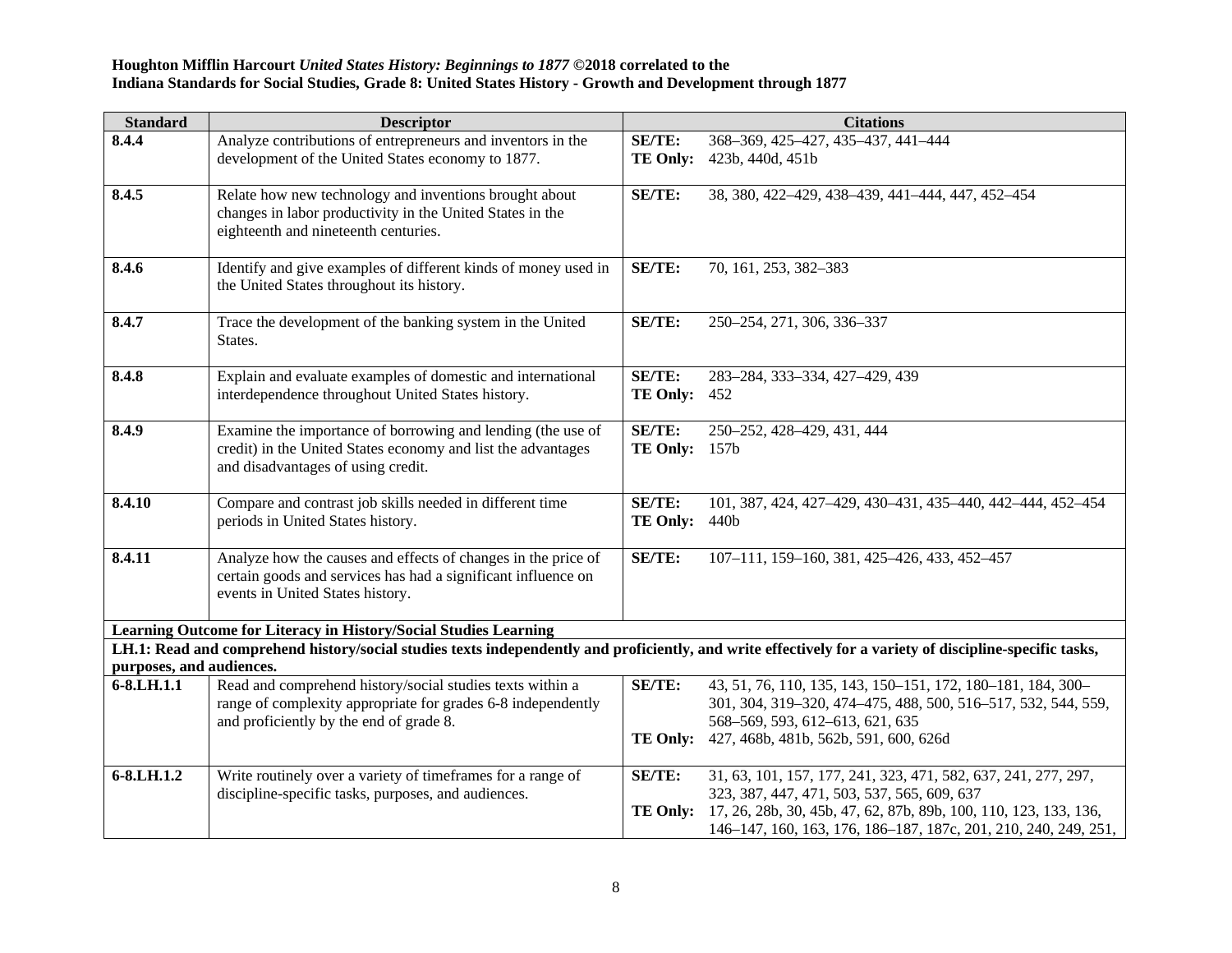**Houghton Mifflin Harcourt *United States History: Beginnings to 1877* ©2018 correlated to the**
**Indiana Standards for Social Studies, Grade 8: United States History - Growth and Development through 1877**

| Standard | Descriptor | Citations |
|---|---|---|
| **8.4.4** | Analyze contributions of entrepreneurs and inventors in the development of the United States economy to 1877. | **SE/TE:** 368–369, 425–427, 435–437, 441–444<br>**TE Only:** 423b, 440d, 451b |
| **8.4.5** | Relate how new technology and inventions brought about changes in labor productivity in the United States in the eighteenth and nineteenth centuries. | **SE/TE:** 38, 380, 422–429, 438–439, 441–444, 447, 452–454 |
| **8.4.6** | Identify and give examples of different kinds of money used in the United States throughout its history. | **SE/TE:** 70, 161, 253, 382–383 |
| **8.4.7** | Trace the development of the banking system in the United States. | **SE/TE:** 250–254, 271, 306, 336–337 |
| **8.4.8** | Explain and evaluate examples of domestic and international interdependence throughout United States history. | **SE/TE:** 283–284, 333–334, 427–429, 439<br>**TE Only:** 452 |
| **8.4.9** | Examine the importance of borrowing and lending (the use of credit) in the United States economy and list the advantages and disadvantages of using credit. | **SE/TE:** 250–252, 428–429, 431, 444<br>**TE Only:** 157b |
| **8.4.10** | Compare and contrast job skills needed in different time periods in United States history. | **SE/TE:** 101, 387, 424, 427–429, 430–431, 435–440, 442–444, 452–454<br>**TE Only:** 440b |
| **8.4.11** | Analyze how the causes and effects of changes in the price of certain goods and services has had a significant influence on events in United States history. | **SE/TE:** 107–111, 159–160, 381, 425–426, 433, 452–457 |
| **Learning Outcome for Literacy in History/Social Studies Learning** | | |
| **LH.1: Read and comprehend history/social studies texts independently and proficiently, and write effectively for a variety of discipline-specific tasks, purposes, and audiences.** | | |
| **6-8.LH.1.1** | Read and comprehend history/social studies texts within a range of complexity appropriate for grades 6-8 independently and proficiently by the end of grade 8. | **SE/TE:** 43, 51, 76, 110, 135, 143, 150–151, 172, 180–181, 184, 300–301, 304, 319–320, 474–475, 488, 500, 516–517, 532, 544, 559, 568–569, 593, 612–613, 621, 635<br>**TE Only:** 427, 468b, 481b, 562b, 591, 600, 626d |
| **6-8.LH.1.2** | Write routinely over a variety of timeframes for a range of discipline-specific tasks, purposes, and audiences. | **SE/TE:** 31, 63, 101, 157, 177, 241, 323, 471, 582, 637, 241, 277, 297, 323, 387, 447, 471, 503, 537, 565, 609, 637<br>**TE Only:** 17, 26, 28b, 30, 45b, 47, 62, 87b, 89b, 100, 110, 123, 133, 136, 146–147, 160, 163, 176, 186–187, 187c, 201, 210, 240, 249, 251, |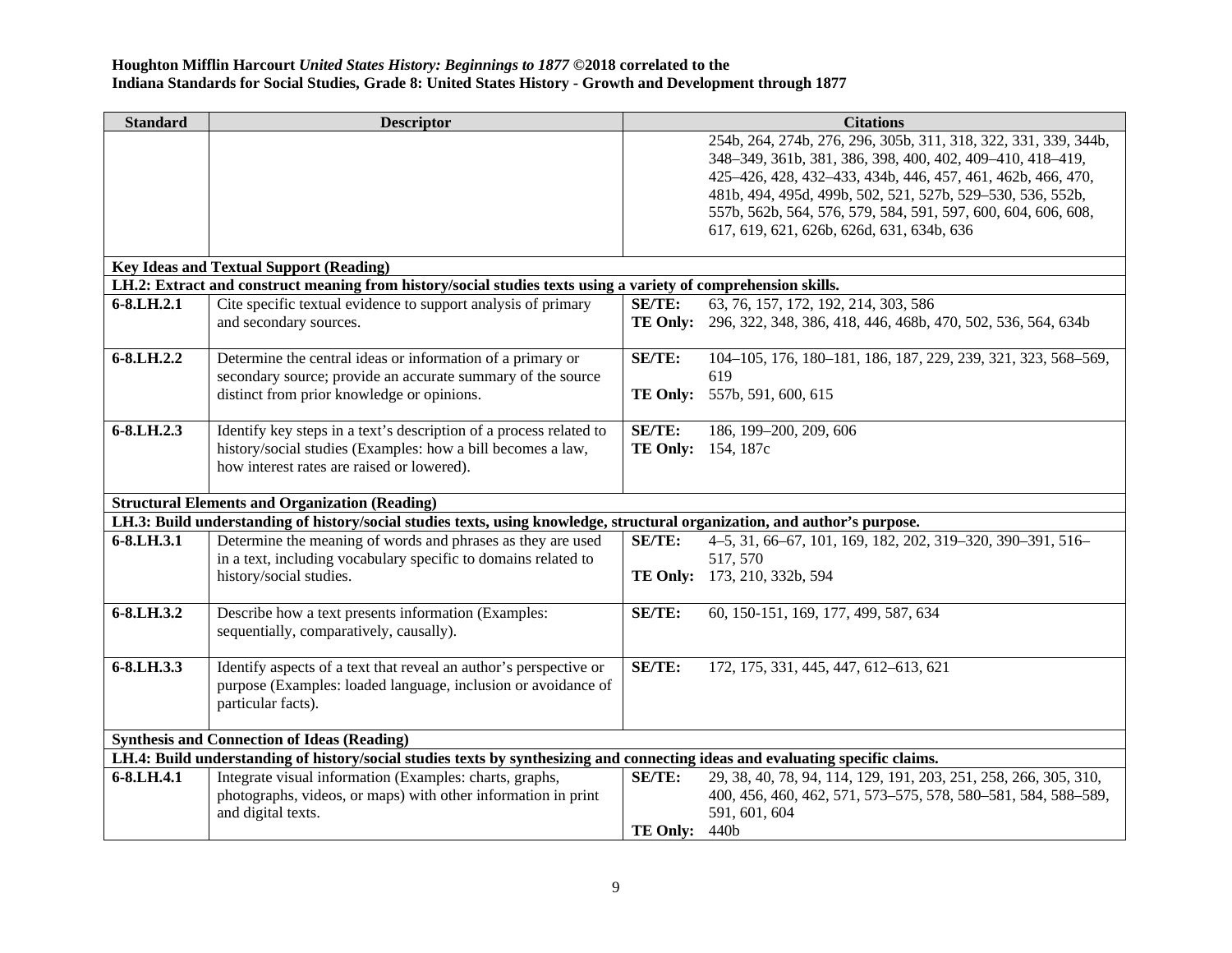**Houghton Mifflin Harcourt *United States History: Beginnings to 1877* ©2018 correlated to the**
**Indiana Standards for Social Studies, Grade 8: United States History - Growth and Development through 1877**

| Standard | Descriptor | Citations |
|---|---|---|
| | | 254b, 264, 274b, 276, 296, 305b, 311, 318, 322, 331, 339, 344b, 348–349, 361b, 381, 386, 398, 400, 402, 409–410, 418–419, 425–426, 428, 432–433, 434b, 446, 457, 461, 462b, 466, 470, 481b, 494, 495d, 499b, 502, 521, 527b, 529–530, 536, 552b, 557b, 562b, 564, 576, 579, 584, 591, 597, 600, 604, 606, 608, 617, 619, 621, 626b, 626d, 631, 634b, 636 |
| **Key Ideas and Textual Support (Reading)** | | |
| **LH.2: Extract and construct meaning from history/social studies texts using a variety of comprehension skills.** | | |
| **6-8.LH.2.1** | Cite specific textual evidence to support analysis of primary and secondary sources. | **SE/TE:** 63, 76, 157, 172, 192, 214, 303, 586<br>**TE Only:** 296, 322, 348, 386, 418, 446, 468b, 470, 502, 536, 564, 634b |
| **6-8.LH.2.2** | Determine the central ideas or information of a primary or secondary source; provide an accurate summary of the source distinct from prior knowledge or opinions. | **SE/TE:** 104–105, 176, 180–181, 186, 187, 229, 239, 321, 323, 568–569, 619<br>**TE Only:** 557b, 591, 600, 615 |
| **6-8.LH.2.3** | Identify key steps in a text's description of a process related to history/social studies (Examples: how a bill becomes a law, how interest rates are raised or lowered). | **SE/TE:** 186, 199–200, 209, 606<br>**TE Only:** 154, 187c |
| **Structural Elements and Organization (Reading)** | | |
| **LH.3: Build understanding of history/social studies texts, using knowledge, structural organization, and author's purpose.** | | |
| **6-8.LH.3.1** | Determine the meaning of words and phrases as they are used in a text, including vocabulary specific to domains related to history/social studies. | **SE/TE:** 4–5, 31, 66–67, 101, 169, 182, 202, 319–320, 390–391, 516–517, 570<br>**TE Only:** 173, 210, 332b, 594 |
| **6-8.LH.3.2** | Describe how a text presents information (Examples: sequentially, comparatively, causally). | **SE/TE:** 60, 150-151, 169, 177, 499, 587, 634 |
| **6-8.LH.3.3** | Identify aspects of a text that reveal an author's perspective or purpose (Examples: loaded language, inclusion or avoidance of particular facts). | **SE/TE:** 172, 175, 331, 445, 447, 612–613, 621 |
| **Synthesis and Connection of Ideas (Reading)** | | |
| **LH.4: Build understanding of history/social studies texts by synthesizing and connecting ideas and evaluating specific claims.** | | |
| **6-8.LH.4.1** | Integrate visual information (Examples: charts, graphs, photographs, videos, or maps) with other information in print and digital texts. | **SE/TE:** 29, 38, 40, 78, 94, 114, 129, 191, 203, 251, 258, 266, 305, 310, 400, 456, 460, 462, 571, 573–575, 578, 580–581, 584, 588–589, 591, 601, 604<br>**TE Only:** 440b |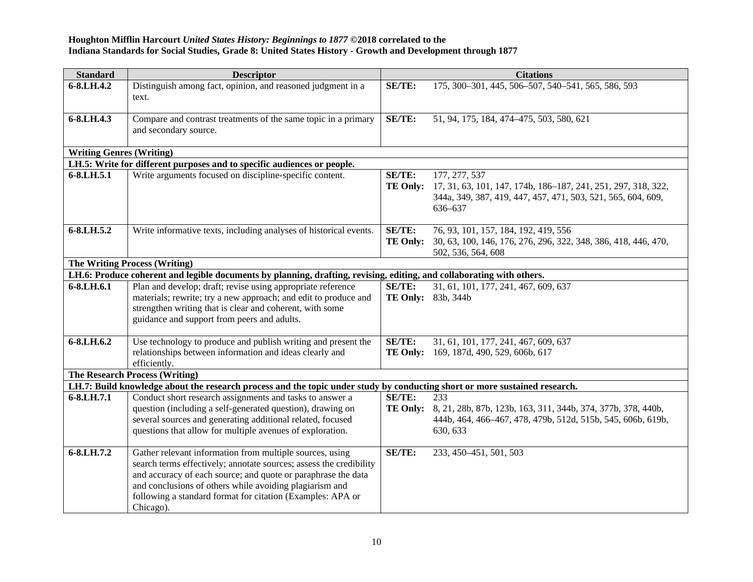**Houghton Mifflin Harcourt *United States History: Beginnings to 1877* ©2018 correlated to the**
**Indiana Standards for Social Studies, Grade 8: United States History - Growth and Development through 1877**

| Standard | Descriptor | Citations |
|---|---|---|
| **6-8.LH.4.2** | Distinguish among fact, opinion, and reasoned judgment in a text. | **SE/TE:** 175, 300–301, 445, 506–507, 540–541, 565, 586, 593 |
| **6-8.LH.4.3** | Compare and contrast treatments of the same topic in a primary and secondary source. | **SE/TE:** 51, 94, 175, 184, 474–475, 503, 580, 621 |
| **Writing Genres (Writing)** | | |
| **LH.5: Write for different purposes and to specific audiences or people.** | | |
| **6-8.LH.5.1** | Write arguments focused on discipline-specific content. | **SE/TE:** 177, 277, 537<br>**TE Only:** 17, 31, 63, 101, 147, 174b, 186–187, 241, 251, 297, 318, 322, 344a, 349, 387, 419, 447, 457, 471, 503, 521, 565, 604, 609, 636–637 |
| **6-8.LH.5.2** | Write informative texts, including analyses of historical events. | **SE/TE:** 76, 93, 101, 157, 184, 192, 419, 556<br>**TE Only:** 30, 63, 100, 146, 176, 276, 296, 322, 348, 386, 418, 446, 470, 502, 536, 564, 608 |
| **The Writing Process (Writing)** | | |
| **LH.6: Produce coherent and legible documents by planning, drafting, revising, editing, and collaborating with others.** | | |
| **6-8.LH.6.1** | Plan and develop; draft; revise using appropriate reference materials; rewrite; try a new approach; and edit to produce and strengthen writing that is clear and coherent, with some guidance and support from peers and adults. | **SE/TE:** 31, 61, 101, 177, 241, 467, 609, 637<br>**TE Only:** 83b, 344b |
| **6-8.LH.6.2** | Use technology to produce and publish writing and present the relationships between information and ideas clearly and efficiently. | **SE/TE:** 31, 61, 101, 177, 241, 467, 609, 637<br>**TE Only:** 169, 187d, 490, 529, 606b, 617 |
| **The Research Process (Writing)** | | |
| **LH.7: Build knowledge about the research process and the topic under study by conducting short or more sustained research.** | | |
| **6-8.LH.7.1** | Conduct short research assignments and tasks to answer a question (including a self-generated question), drawing on several sources and generating additional related, focused questions that allow for multiple avenues of exploration. | **SE/TE:** 233<br>**TE Only:** 8, 21, 28b, 87b, 123b, 163, 311, 344b, 374, 377b, 378, 440b, 444b, 464, 466–467, 478, 479b, 512d, 515b, 545, 606b, 619b, 630, 633 |
| **6-8.LH.7.2** | Gather relevant information from multiple sources, using search terms effectively; annotate sources; assess the credibility and accuracy of each source; and quote or paraphrase the data and conclusions of others while avoiding plagiarism and following a standard format for citation (Examples: APA or Chicago). | **SE/TE:** 233, 450–451, 501, 503 |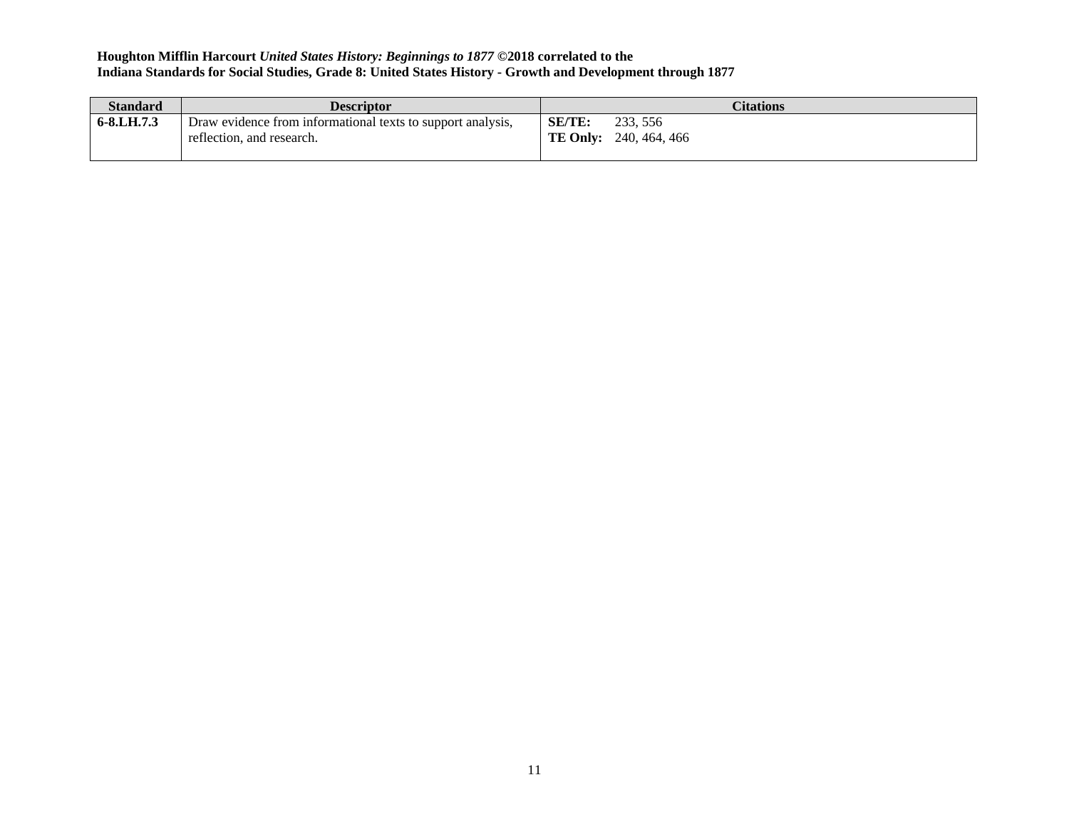**Houghton Mifflin Harcourt *United States History: Beginnings to 1877* ©2018 correlated to the**
**Indiana Standards for Social Studies, Grade 8: United States History - Growth and Development through 1877**

| Standard | Descriptor | Citations |
|---|---|---|
| **6-8.LH.7.3** | Draw evidence from informational texts to support analysis, reflection, and research. | **SE/TE:** 233, 556<br>**TE Only:** 240, 464, 466 |